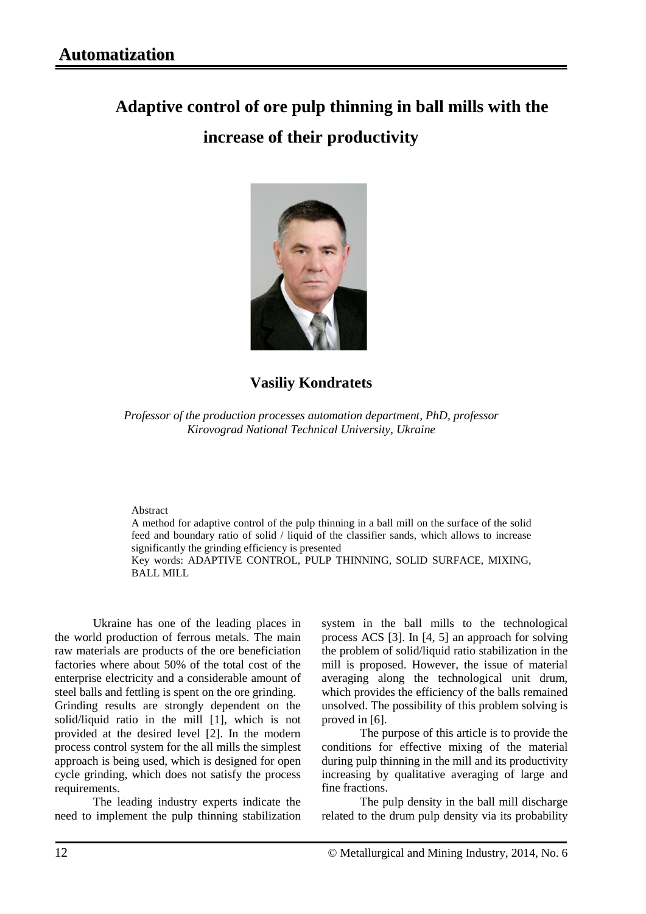# Automatization

# Adaptive control of ore pulp thinning in ball mills with the increase of their productivity

## Vasiliy Kondratets

*Professor of the production processes automation department, PhD, professor*
*Kirovograd National Technical University, Ukraine*

Abstract

A method for adaptive control of the pulp thinning in a ball mill on the surface of the solid feed and boundary ratio of solid / liquid of the classifier sands, which allows to increase significantly the grinding efficiency is presented

Key words: ADAPTIVE CONTROL, PULP THINNING, SOLID SURFACE, MIXING, BALL MILL

Ukraine has one of the leading places in the world production of ferrous metals. The main raw materials are products of the ore beneficiation factories where about 50% of the total cost of the enterprise electricity and a considerable amount of steel balls and fettling is spent on the ore grinding.

Grinding results are strongly dependent on the solid/liquid ratio in the mill [1], which is not provided at the desired level [2]. In the modern process control system for the all mills the simplest approach is being used, which is designed for open cycle grinding, which does not satisfy the process requirements.

The leading industry experts indicate the need to implement the pulp thinning stabilization system in the ball mills to the technological process ACS [3]. In [4, 5] an approach for solving the problem of solid/liquid ratio stabilization in the mill is proposed. However, the issue of material averaging along the technological unit drum, which provides the efficiency of the balls remained unsolved. The possibility of this problem solving is proved in [6].

The purpose of this article is to provide the conditions for effective mixing of the material during pulp thinning in the mill and its productivity increasing by qualitative averaging of large and fine fractions.

The pulp density in the ball mill discharge related to the drum pulp density via its probability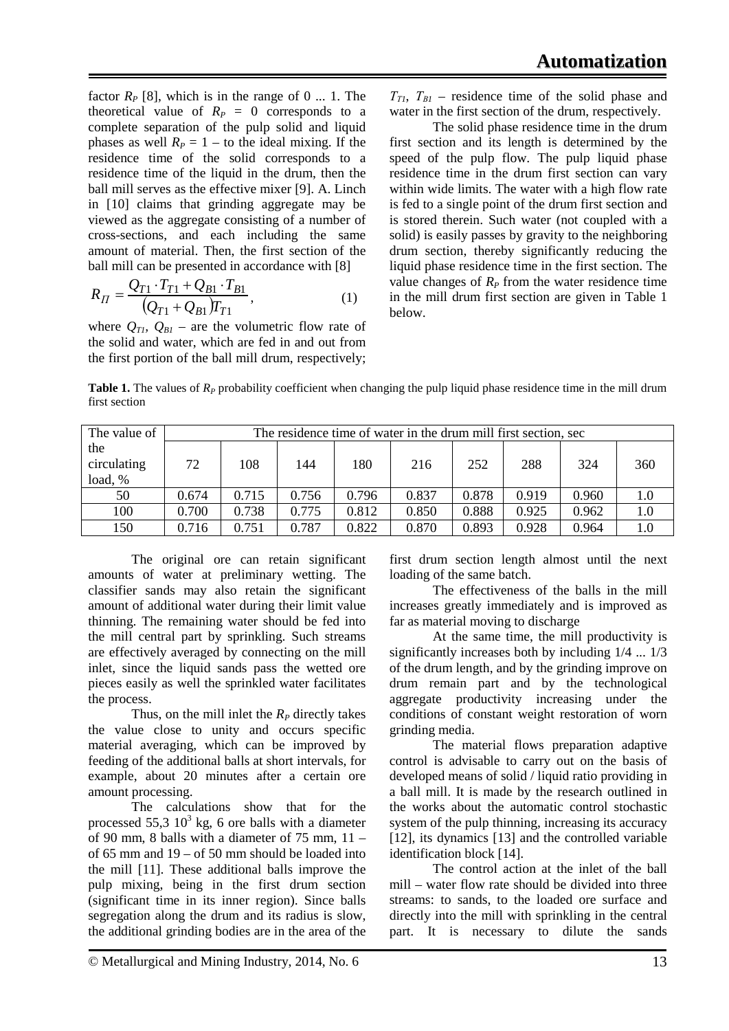factor $R_P$ [8], which is in the range of 0 ... 1. The theoretical value of $R_P = 0$ corresponds to a complete separation of the pulp solid and liquid phases as well $R_P = 1$ – to the ideal mixing. If the residence time of the solid corresponds to a residence time of the liquid in the drum, then the ball mill serves as the effective mixer [9]. A. Linch in [10] claims that grinding aggregate may be viewed as the aggregate consisting of a number of cross-sections, and each including the same amount of material. Then, the first section of the ball mill can be presented in accordance with [8]

$$R_{\Pi} = \frac{Q_{T1} \cdot T_{T1} + Q_{B1} \cdot T_{B1}}{(Q_{T1} + Q_{B1})T_{T1}}, \qquad (1)$$

where $Q_{T1}$, $Q_{B1}$ – are the volumetric flow rate of the solid and water, which are fed in and out from the first portion of the ball mill drum, respectively; $T_{T1}$, $T_{B1}$ – residence time of the solid phase and water in the first section of the drum, respectively.

The solid phase residence time in the drum first section and its length is determined by the speed of the pulp flow. The pulp liquid phase residence time in the drum first section can vary within wide limits. The water with a high flow rate is fed to a single point of the drum first section and is stored therein. Such water (not coupled with a solid) is easily passes by gravity to the neighboring drum section, thereby significantly reducing the liquid phase residence time in the first section. The value changes of $R_P$ from the water residence time in the mill drum first section are given in Table 1 below.

**Table 1.** The values of $R_P$ probability coefficient when changing the pulp liquid phase residence time in the mill drum first section

| The value of the circulating load, % | The residence time of water in the drum mill first section, sec | | | | | | | | |
|---|---|---|---|---|---|---|---|---|---|
| | 72 | 108 | 144 | 180 | 216 | 252 | 288 | 324 | 360 |
| 50 | 0.674 | 0.715 | 0.756 | 0.796 | 0.837 | 0.878 | 0.919 | 0.960 | 1.0 |
| 100 | 0.700 | 0.738 | 0.775 | 0.812 | 0.850 | 0.888 | 0.925 | 0.962 | 1.0 |
| 150 | 0.716 | 0.751 | 0.787 | 0.822 | 0.870 | 0.893 | 0.928 | 0.964 | 1.0 |

The original ore can retain significant amounts of water at preliminary wetting. The classifier sands may also retain the significant amount of additional water during their limit value thinning. The remaining water should be fed into the mill central part by sprinkling. Such streams are effectively averaged by connecting on the mill inlet, since the liquid sands pass the wetted ore pieces easily as well the sprinkled water facilitates the process.

Thus, on the mill inlet the $R_P$ directly takes the value close to unity and occurs specific material averaging, which can be improved by feeding of the additional balls at short intervals, for example, about 20 minutes after a certain ore amount processing.

The calculations show that for the processed 55,3 $10^3$ kg, 6 ore balls with a diameter of 90 mm, 8 balls with a diameter of 75 mm, 11 – of 65 mm and 19 – of 50 mm should be loaded into the mill [11]. These additional balls improve the pulp mixing, being in the first drum section (significant time in its inner region). Since balls segregation along the drum and its radius is slow, the additional grinding bodies are in the area of the first drum section length almost until the next loading of the same batch.

The effectiveness of the balls in the mill increases greatly immediately and is improved as far as material moving to discharge

At the same time, the mill productivity is significantly increases both by including 1/4 ... 1/3 of the drum length, and by the grinding improve on drum remain part and by the technological aggregate productivity increasing under the conditions of constant weight restoration of worn grinding media.

The material flows preparation adaptive control is advisable to carry out on the basis of developed means of solid / liquid ratio providing in a ball mill. It is made by the research outlined in the works about the automatic control stochastic system of the pulp thinning, increasing its accuracy [12], its dynamics [13] and the controlled variable identification block [14].

The control action at the inlet of the ball mill – water flow rate should be divided into three streams: to sands, to the loaded ore surface and directly into the mill with sprinkling in the central part. It is necessary to dilute the sands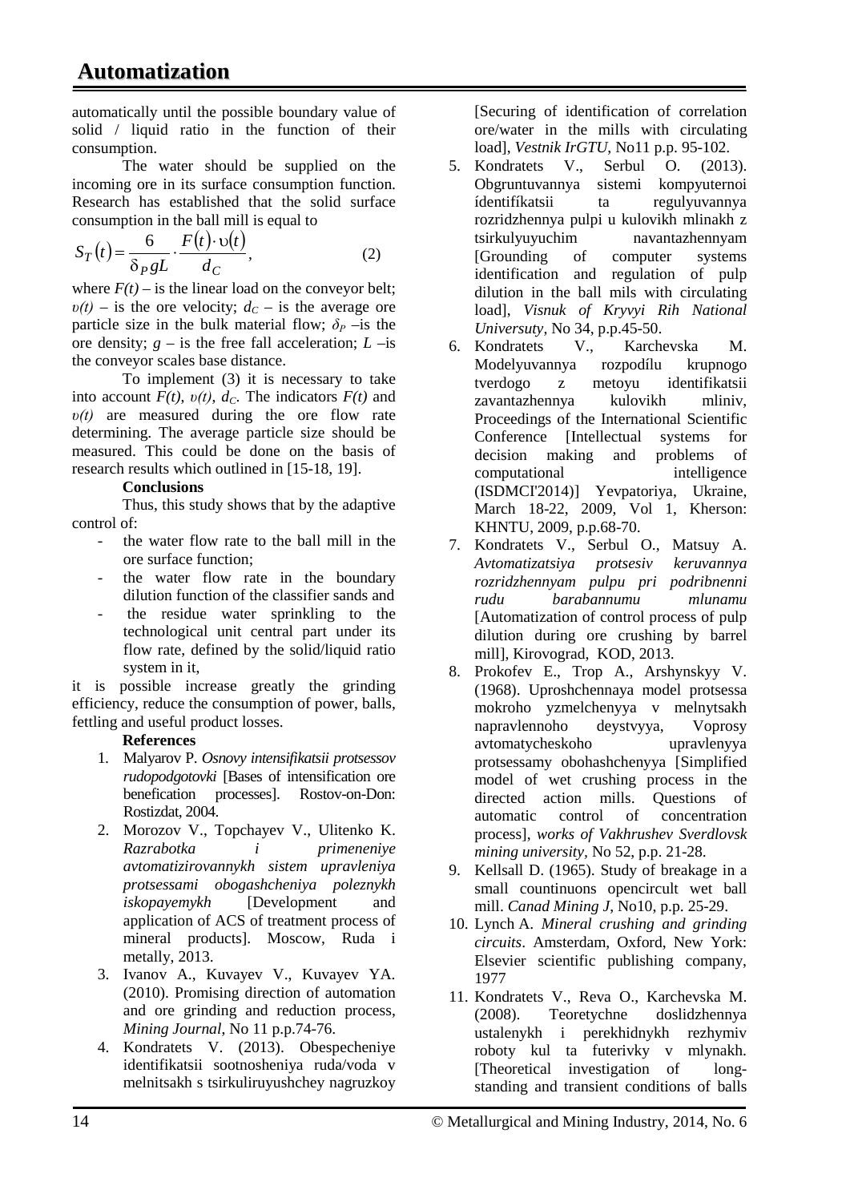automatically until the possible boundary value of solid / liquid ratio in the function of their consumption.

The water should be supplied on the incoming ore in its surface consumption function. Research has established that the solid surface consumption in the ball mill is equal to

$$S_T(t) = \frac{6}{\delta_P gL} \cdot \frac{F(t) \cdot \upsilon(t)}{d_C}, \qquad (2)$$

where $F(t)$ – is the linear load on the conveyor belt; $\upsilon(t)$ – is the ore velocity; $d_C$ – is the average ore particle size in the bulk material flow; $\delta_P$ –is the ore density; $g$ – is the free fall acceleration; $L$ –is the conveyor scales base distance.

To implement (3) it is necessary to take into account $F(t)$, $\upsilon(t)$, $d_C$. The indicators $F(t)$ and $\upsilon(t)$ are measured during the ore flow rate determining. The average particle size should be measured. This could be done on the basis of research results which outlined in [15-18, 19].

**Conclusions**

Thus, this study shows that by the adaptive control of:

- the water flow rate to the ball mill in the ore surface function;
- the water flow rate in the boundary dilution function of the classifier sands and
- the residue water sprinkling to the technological unit central part under its flow rate, defined by the solid/liquid ratio system in it,

it is possible increase greatly the grinding efficiency, reduce the consumption of power, balls, fettling and useful product losses.

**References**

1. Malyarov P. *Osnovy intensifikatsii protsessov rudopodgotovki* [Bases of intensification ore benefication processes]. Rostov-on-Don: Rostizdat, 2004.
2. Morozov V., Topchayev V., Ulitenko K. *Razrabotka i primeneniye avtomatizirovannykh sistem upravleniya protsessami obogashcheniya poleznykh iskopayemykh* [Development and application of ACS of treatment process of mineral products]. Moscow, Ruda i metally, 2013.
3. Ivanov A., Kuvayev V., Kuvayev YA. (2010). Promising direction of automation and ore grinding and reduction process, *Mining Journal*, No 11 p.p.74-76.
4. Kondratets V. (2013). Obespecheniye identifikatsii sootnosheniya ruda/voda v melnitsakh s tsirkuliruyushchey nagruzkoy [Securing of identification of correlation ore/water in the mills with circulating load], *Vestnik IrGTU*, No11 p.p. 95-102.
5. Kondratets V., Serbul O. (2013). Obgruntuvannya sistemi kompyuternoi ídentifíkatsii ta regulyuvannya rozridzhennya pulpi u kulovikh mlinakh z tsirkulyuyuchim navantazhennyam [Grounding of computer systems identification and regulation of pulp dilution in the ball mils with circulating load], *Visnuk of Kryvyi Rih National Universuty*, No 34, p.p.45-50.
6. Kondratets V., Karchevska M. Modelyuvannya rozpodílu krupnogo tverdogo z metoyu identifikatsii zavantazhennya kulovikh mliniv, Proceedings of the International Scientific Conference [Intellectual systems for decision making and problems of computational intelligence (ISDMCI'2014)] Yevpatoriya, Ukraine, March 18-22, 2009, Vol 1, Kherson: KHNTU, 2009, p.p.68-70.
7. Kondratets V., Serbul O., Matsuy A. *Avtomatizatsiya protsesiv keruvannya rozridzhennyam pulpu pri podribnenni rudu barabannumu mlunamu* [Automatization of control process of pulp dilution during ore crushing by barrel mill], Kirovograd, KOD, 2013.
8. Prokofev E., Trop A., Arshynskyy V. (1968). Uproshchennaya model protsessa mokroho yzmelchenyya v melnytsakh napravlennoho deystvyya, Voprosy avtomatycheskoho upravlenyya protsessamy obohashchenyya [Simplified model of wet crushing process in the directed action mills. Questions of automatic control of concentration process], *works of Vakhrushev Sverdlovsk mining university*, No 52, p.p. 21-28.
9. Kellsall D. (1965). Study of breakage in a small countinuons opencircult wet ball mill. *Canad Mining J*, No10, p.p. 25-29.
10. Lynch A. *Mineral crushing and grinding circuits*. Amsterdam, Oxford, New York: Elsevier scientific publishing company, 1977
11. Kondratets V., Reva O., Karchevska M. (2008). Teoretychne doslidzhennya ustalenykh i perekhidnykh rezhymiv roboty kul ta futerivky v mlynakh. [Theoretical investigation of long-standing and transient conditions of balls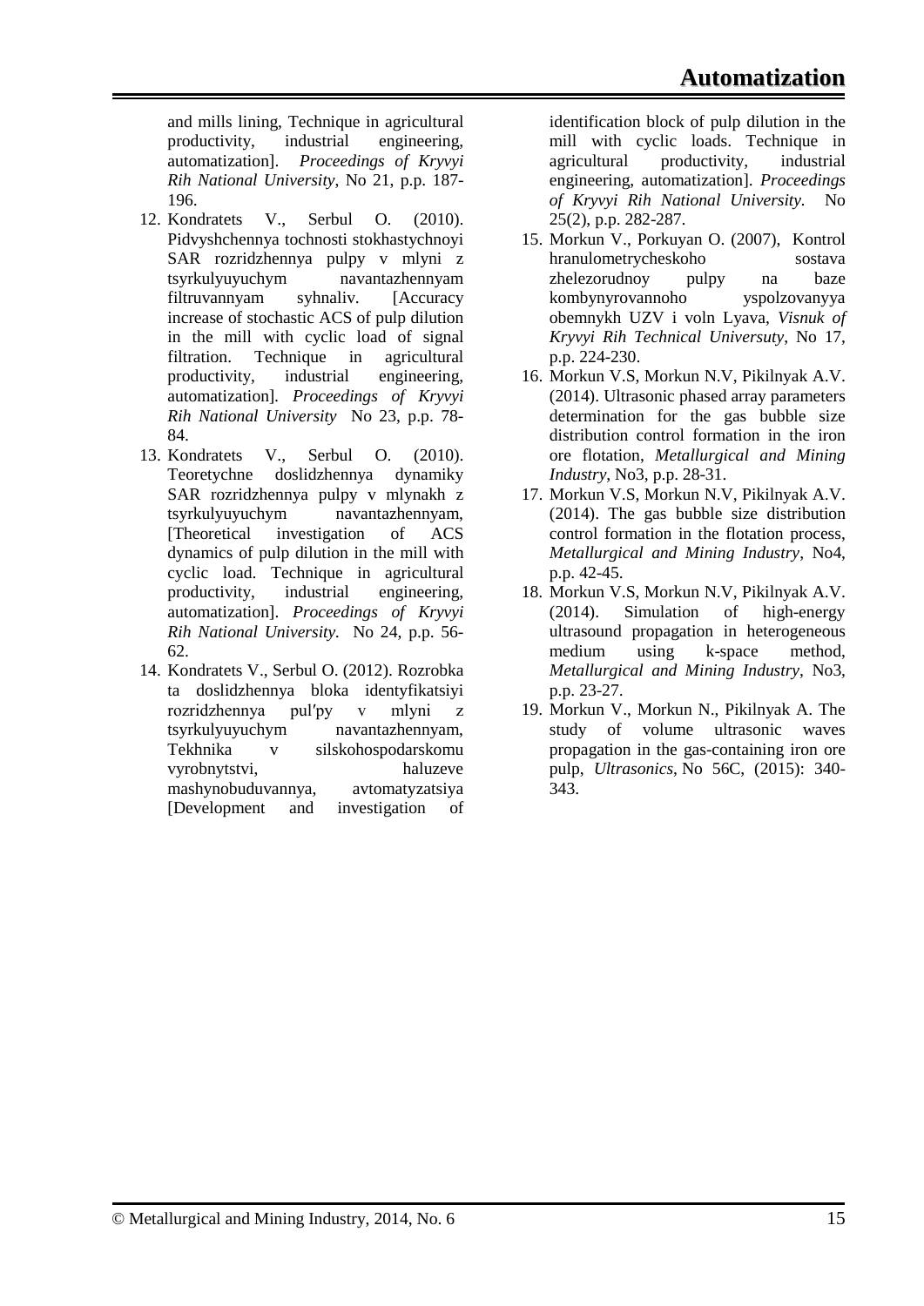and mills lining, Technique in agricultural productivity, industrial engineering, automatization]. *Proceedings of Kryvyi Rih National University*, No 21, p.p. 187-196.

12. Kondratets V., Serbul O. (2010). Pidvyshchennya tochnosti stokhastychnoyi SAR rozridzhennya pulpy v mlyni z tsyrkulyuyuchym navantazhennyam filtruvannyam syhnaliv. [Accuracy increase of stochastic ACS of pulp dilution in the mill with cyclic load of signal filtration. Technique in agricultural productivity, industrial engineering, automatization]. *Proceedings of Kryvyi Rih National University* No 23, p.p. 78-84.
13. Kondratets V., Serbul O. (2010). Teoretychne doslidzhennya dynamiky SAR rozridzhennya pulpy v mlynakh z tsyrkulyuyuchym navantazhennyam, [Theoretical investigation of ACS dynamics of pulp dilution in the mill with cyclic load. Technique in agricultural productivity, industrial engineering, automatization]. *Proceedings of Kryvyi Rih National University.* No 24, p.p. 56-62.
14. Kondratets V., Serbul O. (2012). Rozrobka ta doslidzhennya bloka identyfikatsiyi rozridzhennya pul′py v mlyni z tsyrkulyuyuchym navantazhennyam, Tekhnika v silskohospodarskomu vyrobnytstvi, haluzeve mashynobuduvannya, avtomatyzatsiya [Development and investigation of identification block of pulp dilution in the mill with cyclic loads. Technique in agricultural productivity, industrial engineering, automatization]. *Proceedings of Kryvyi Rih National University.* No 25(2), p.p. 282-287.
15. Morkun V., Porkuyan O. (2007), Kontrol hranulometrycheskoho sostava zhelezorudnoy pulpy na baze kombynyrovannoho yspolzovanyya obemnykh UZV i voln Lyava, *Visnuk of Kryvyi Rih Technical Universuty*, No 17, p.p. 224-230.
16. Morkun V.S, Morkun N.V, Pikilnyak A.V. (2014). Ultrasonic phased array parameters determination for the gas bubble size distribution control formation in the iron ore flotation, *Metallurgical and Mining Industry*, No3, p.p. 28-31.
17. Morkun V.S, Morkun N.V, Pikilnyak A.V. (2014). The gas bubble size distribution control formation in the flotation process, *Metallurgical and Mining Industry*, No4, p.p. 42-45.
18. Morkun V.S, Morkun N.V, Pikilnyak A.V. (2014). Simulation of high-energy ultrasound propagation in heterogeneous medium using k-space method, *Metallurgical and Mining Industry*, No3, p.p. 23-27.
19. Morkun V., Morkun N., Pikilnyak A. The study of volume ultrasonic waves propagation in the gas-containing iron ore pulp, *Ultrasonics*, No 56C, (2015): 340-343.